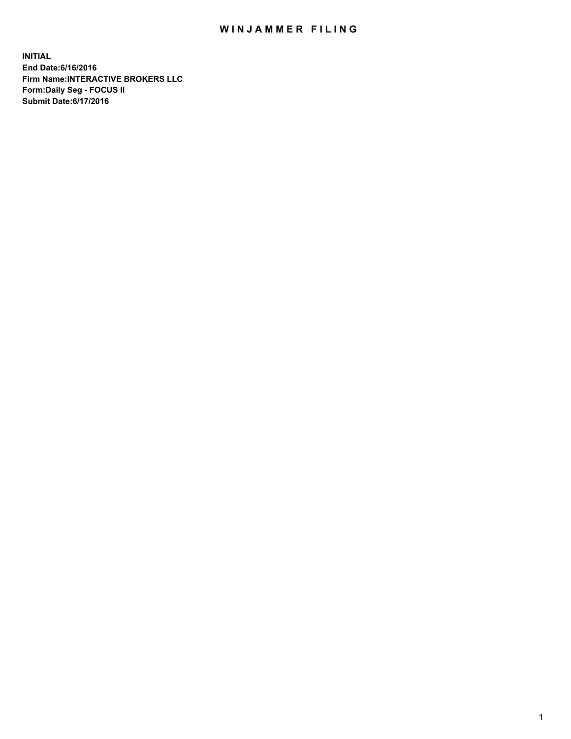# WINJAMMER FILING

**INITIAL**
**End Date:6/16/2016**
**Firm Name:INTERACTIVE BROKERS LLC**
**Form:Daily Seg - FOCUS II**
**Submit Date:6/17/2016**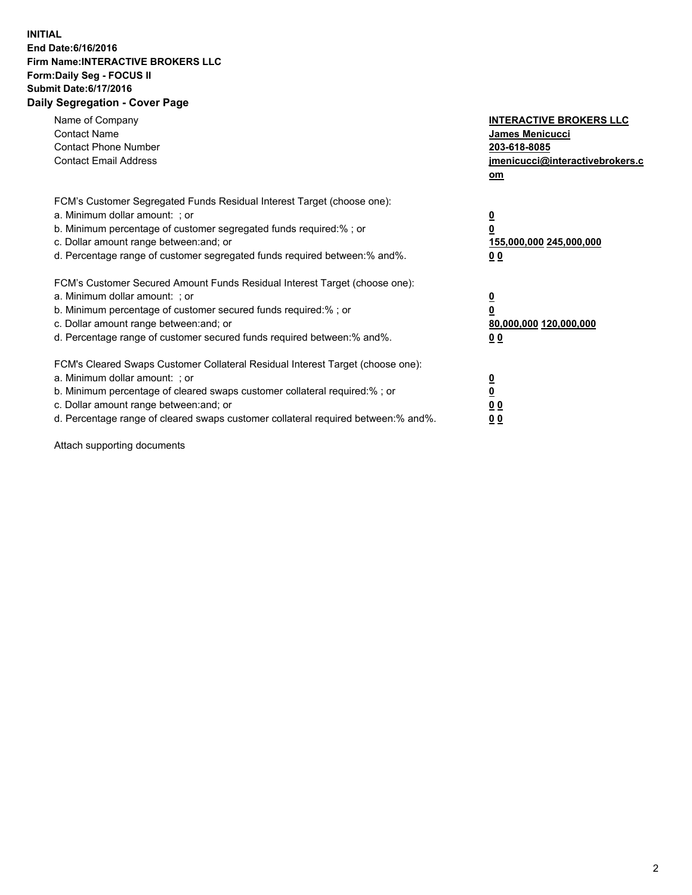**INITIAL**
**End Date:6/16/2016**
**Firm Name:INTERACTIVE BROKERS LLC**
**Form:Daily Seg - FOCUS II**
**Submit Date:6/17/2016**
**Daily Segregation - Cover Page**

| | |
|---|---|
| Name of Company | **INTERACTIVE BROKERS LLC** |
| Contact Name | **James Menicucci** |
| Contact Phone Number | **203-618-8085** |
| Contact Email Address | **jmenicucci@interactivebrokers.com** |

FCM's Customer Segregated Funds Residual Interest Target (choose one):

| | |
|---|---|
| a. Minimum dollar amount: ; or | **0** |
| b. Minimum percentage of customer segregated funds required:% ; or | **0** |
| c. Dollar amount range between:and; or | **155,000,000 245,000,000** |
| d. Percentage range of customer segregated funds required between:% and%. | **0 0** |

FCM's Customer Secured Amount Funds Residual Interest Target (choose one):

| | |
|---|---|
| a. Minimum dollar amount: ; or | **0** |
| b. Minimum percentage of customer secured funds required:% ; or | **0** |
| c. Dollar amount range between:and; or | **80,000,000 120,000,000** |
| d. Percentage range of customer secured funds required between:% and%. | **0 0** |

FCM's Cleared Swaps Customer Collateral Residual Interest Target (choose one):

| | |
|---|---|
| a. Minimum dollar amount: ; or | **0** |
| b. Minimum percentage of cleared swaps customer collateral required:% ; or | **0** |
| c. Dollar amount range between:and; or | **0 0** |
| d. Percentage range of cleared swaps customer collateral required between:% and%. | **0 0** |

Attach supporting documents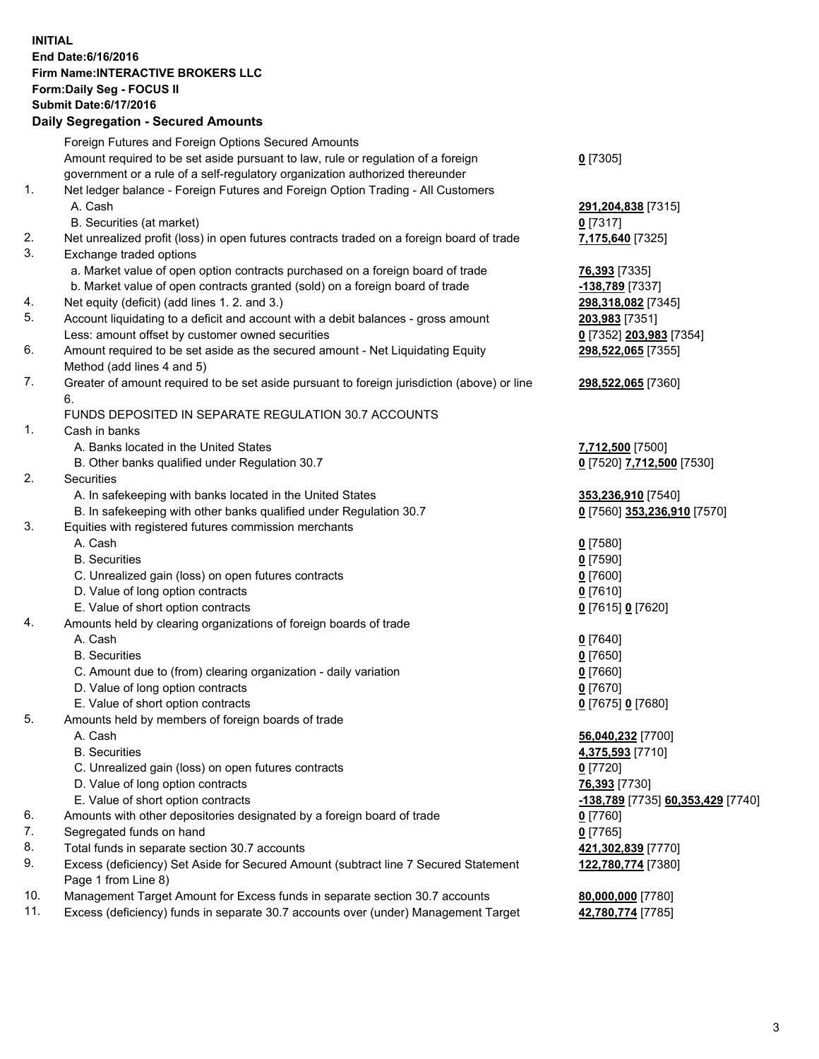**INITIAL**
**End Date:6/16/2016**
**Firm Name:INTERACTIVE BROKERS LLC**
**Form:Daily Seg - FOCUS II**
**Submit Date:6/17/2016**

## Daily Segregation - Secured Amounts

| | | |
|---|---|---|
| | Foreign Futures and Foreign Options Secured Amounts | |
| | Amount required to be set aside pursuant to law, rule or regulation of a foreign government or a rule of a self-regulatory organization authorized thereunder | **0** [7305] |
| 1. | Net ledger balance - Foreign Futures and Foreign Option Trading - All Customers | |
| | A. Cash | **291,204,838** [7315] |
| | B. Securities (at market) | **0** [7317] |
| 2. | Net unrealized profit (loss) in open futures contracts traded on a foreign board of trade | **7,175,640** [7325] |
| 3. | Exchange traded options | |
| | a. Market value of open option contracts purchased on a foreign board of trade | **76,393** [7335] |
| | b. Market value of open contracts granted (sold) on a foreign board of trade | **-138,789** [7337] |
| 4. | Net equity (deficit) (add lines 1. 2. and 3.) | **298,318,082** [7345] |
| 5. | Account liquidating to a deficit and account with a debit balances - gross amount | **203,983** [7351] |
| | Less: amount offset by customer owned securities | **0** [7352] **203,983** [7354] |
| 6. | Amount required to be set aside as the secured amount - Net Liquidating Equity Method (add lines 4 and 5) | **298,522,065** [7355] |
| 7. | Greater of amount required to be set aside pursuant to foreign jurisdiction (above) or line 6. | **298,522,065** [7360] |
| | FUNDS DEPOSITED IN SEPARATE REGULATION 30.7 ACCOUNTS | |
| 1. | Cash in banks | |
| | A. Banks located in the United States | **7,712,500** [7500] |
| | B. Other banks qualified under Regulation 30.7 | **0** [7520] **7,712,500** [7530] |
| 2. | Securities | |
| | A. In safekeeping with banks located in the United States | **353,236,910** [7540] |
| | B. In safekeeping with other banks qualified under Regulation 30.7 | **0** [7560] **353,236,910** [7570] |
| 3. | Equities with registered futures commission merchants | |
| | A. Cash | **0** [7580] |
| | B. Securities | **0** [7590] |
| | C. Unrealized gain (loss) on open futures contracts | **0** [7600] |
| | D. Value of long option contracts | **0** [7610] |
| | E. Value of short option contracts | **0** [7615] **0** [7620] |
| 4. | Amounts held by clearing organizations of foreign boards of trade | |
| | A. Cash | **0** [7640] |
| | B. Securities | **0** [7650] |
| | C. Amount due to (from) clearing organization - daily variation | **0** [7660] |
| | D. Value of long option contracts | **0** [7670] |
| | E. Value of short option contracts | **0** [7675] **0** [7680] |
| 5. | Amounts held by members of foreign boards of trade | |
| | A. Cash | **56,040,232** [7700] |
| | B. Securities | **4,375,593** [7710] |
| | C. Unrealized gain (loss) on open futures contracts | **0** [7720] |
| | D. Value of long option contracts | **76,393** [7730] |
| | E. Value of short option contracts | **-138,789** [7735] **60,353,429** [7740] |
| 6. | Amounts with other depositories designated by a foreign board of trade | **0** [7760] |
| 7. | Segregated funds on hand | **0** [7765] |
| 8. | Total funds in separate section 30.7 accounts | **421,302,839** [7770] |
| 9. | Excess (deficiency) Set Aside for Secured Amount (subtract line 7 Secured Statement Page 1 from Line 8) | **122,780,774** [7380] |
| 10. | Management Target Amount for Excess funds in separate section 30.7 accounts | **80,000,000** [7780] |
| 11. | Excess (deficiency) funds in separate 30.7 accounts over (under) Management Target | **42,780,774** [7785] |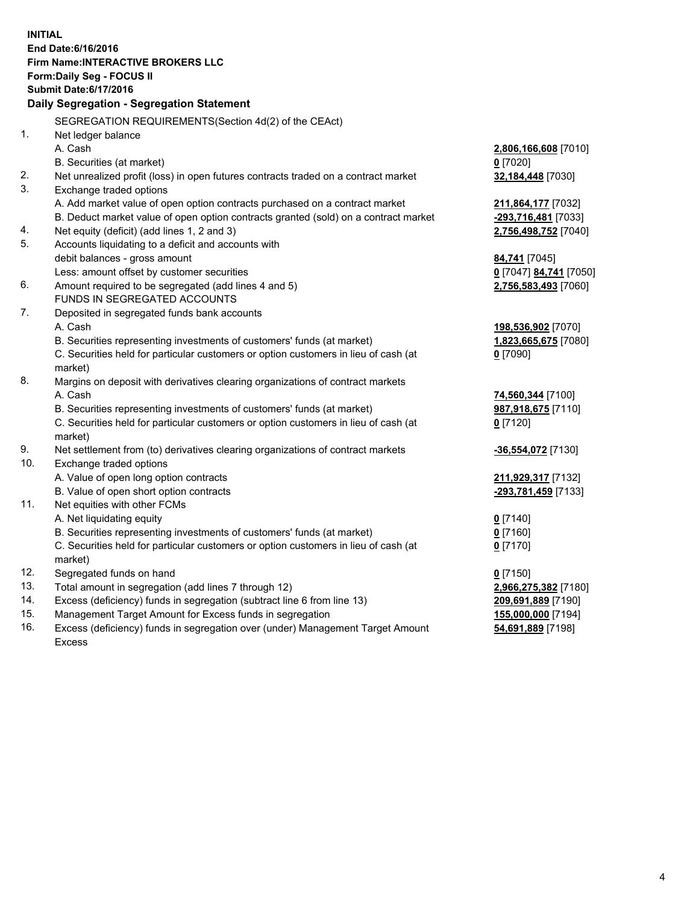**INITIAL**
**End Date:6/16/2016**
**Firm Name:INTERACTIVE BROKERS LLC**
**Form:Daily Seg - FOCUS II**
**Submit Date:6/17/2016**

## Daily Segregation - Segregation Statement

| | | |
|---|---|---|
| | SEGREGATION REQUIREMENTS(Section 4d(2) of the CEAct) | |
| 1. | Net ledger balance | |
| | A. Cash | **2,806,166,608** [7010] |
| | B. Securities (at market) | **0** [7020] |
| 2. | Net unrealized profit (loss) in open futures contracts traded on a contract market | **32,184,448** [7030] |
| 3. | Exchange traded options | |
| | A. Add market value of open option contracts purchased on a contract market | **211,864,177** [7032] |
| | B. Deduct market value of open option contracts granted (sold) on a contract market | **-293,716,481** [7033] |
| 4. | Net equity (deficit) (add lines 1, 2 and 3) | **2,756,498,752** [7040] |
| 5. | Accounts liquidating to a deficit and accounts with debit balances - gross amount | **84,741** [7045] |
| | Less: amount offset by customer securities | **0** [7047] **84,741** [7050] |
| 6. | Amount required to be segregated (add lines 4 and 5) | **2,756,583,493** [7060] |
| | FUNDS IN SEGREGATED ACCOUNTS | |
| 7. | Deposited in segregated funds bank accounts | |
| | A. Cash | **198,536,902** [7070] |
| | B. Securities representing investments of customers' funds (at market) | **1,823,665,675** [7080] |
| | C. Securities held for particular customers or option customers in lieu of cash (at market) | **0** [7090] |
| 8. | Margins on deposit with derivatives clearing organizations of contract markets | |
| | A. Cash | **74,560,344** [7100] |
| | B. Securities representing investments of customers' funds (at market) | **987,918,675** [7110] |
| | C. Securities held for particular customers or option customers in lieu of cash (at market) | **0** [7120] |
| 9. | Net settlement from (to) derivatives clearing organizations of contract markets | **-36,554,072** [7130] |
| 10. | Exchange traded options | |
| | A. Value of open long option contracts | **211,929,317** [7132] |
| | B. Value of open short option contracts | **-293,781,459** [7133] |
| 11. | Net equities with other FCMs | |
| | A. Net liquidating equity | **0** [7140] |
| | B. Securities representing investments of customers' funds (at market) | **0** [7160] |
| | C. Securities held for particular customers or option customers in lieu of cash (at market) | **0** [7170] |
| 12. | Segregated funds on hand | **0** [7150] |
| 13. | Total amount in segregation (add lines 7 through 12) | **2,966,275,382** [7180] |
| 14. | Excess (deficiency) funds in segregation (subtract line 6 from line 13) | **209,691,889** [7190] |
| 15. | Management Target Amount for Excess funds in segregation | **155,000,000** [7194] |
| 16. | Excess (deficiency) funds in segregation over (under) Management Target Amount Excess | **54,691,889** [7198] |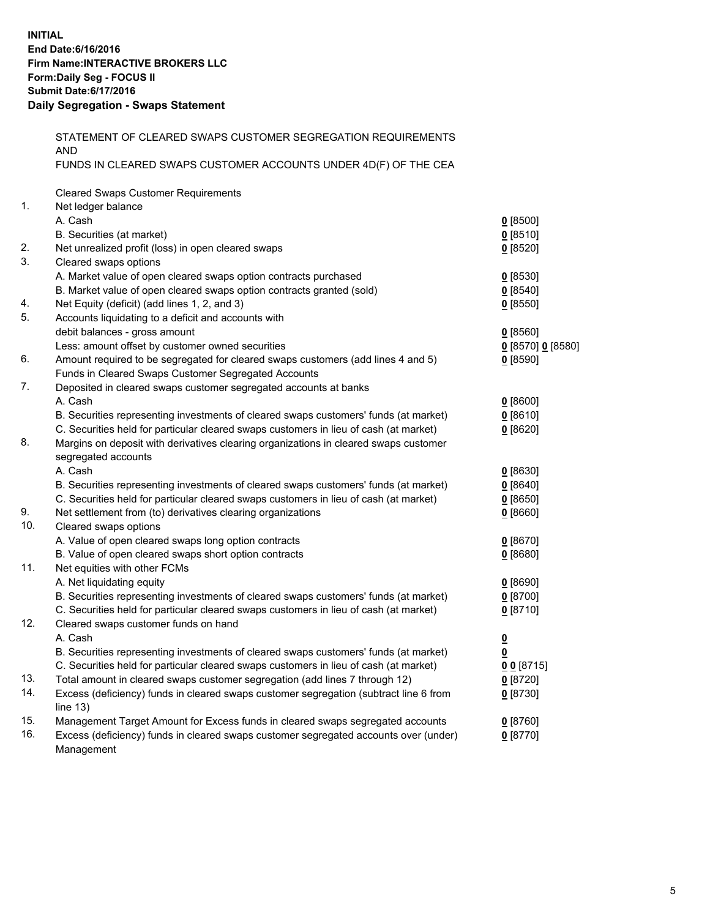**INITIAL**
**End Date:6/16/2016**
**Firm Name:INTERACTIVE BROKERS LLC**
**Form:Daily Seg - FOCUS II**
**Submit Date:6/17/2016**
**Daily Segregation - Swaps Statement**

STATEMENT OF CLEARED SWAPS CUSTOMER SEGREGATION REQUIREMENTS AND FUNDS IN CLEARED SWAPS CUSTOMER ACCOUNTS UNDER 4D(F) OF THE CEA

| | | |
|---|---|---|
| | Cleared Swaps Customer Requirements | |
| 1. | Net ledger balance | |
| | A. Cash | 0 [8500] |
| | B. Securities (at market) | 0 [8510] |
| 2. | Net unrealized profit (loss) in open cleared swaps | 0 [8520] |
| 3. | Cleared swaps options | |
| | A. Market value of open cleared swaps option contracts purchased | 0 [8530] |
| | B. Market value of open cleared swaps option contracts granted (sold) | 0 [8540] |
| 4. | Net Equity (deficit) (add lines 1, 2, and 3) | 0 [8550] |
| 5. | Accounts liquidating to a deficit and accounts with debit balances - gross amount | 0 [8560] |
| | Less: amount offset by customer owned securities | 0 [8570] 0 [8580] |
| 6. | Amount required to be segregated for cleared swaps customers (add lines 4 and 5) | 0 [8590] |
| | Funds in Cleared Swaps Customer Segregated Accounts | |
| 7. | Deposited in cleared swaps customer segregated accounts at banks | |
| | A. Cash | 0 [8600] |
| | B. Securities representing investments of cleared swaps customers' funds (at market) | 0 [8610] |
| | C. Securities held for particular cleared swaps customers in lieu of cash (at market) | 0 [8620] |
| 8. | Margins on deposit with derivatives clearing organizations in cleared swaps customer segregated accounts | |
| | A. Cash | 0 [8630] |
| | B. Securities representing investments of cleared swaps customers' funds (at market) | 0 [8640] |
| | C. Securities held for particular cleared swaps customers in lieu of cash (at market) | 0 [8650] |
| 9. | Net settlement from (to) derivatives clearing organizations | 0 [8660] |
| 10. | Cleared swaps options | |
| | A. Value of open cleared swaps long option contracts | 0 [8670] |
| | B. Value of open cleared swaps short option contracts | 0 [8680] |
| 11. | Net equities with other FCMs | |
| | A. Net liquidating equity | 0 [8690] |
| | B. Securities representing investments of cleared swaps customers' funds (at market) | 0 [8700] |
| | C. Securities held for particular cleared swaps customers in lieu of cash (at market) | 0 [8710] |
| 12. | Cleared swaps customer funds on hand | |
| | A. Cash | 0 |
| | B. Securities representing investments of cleared swaps customers' funds (at market) | 0 |
| | C. Securities held for particular cleared swaps customers in lieu of cash (at market) | 0 0 [8715] |
| 13. | Total amount in cleared swaps customer segregation (add lines 7 through 12) | 0 [8720] |
| 14. | Excess (deficiency) funds in cleared swaps customer segregation (subtract line 6 from line 13) | 0 [8730] |
| 15. | Management Target Amount for Excess funds in cleared swaps segregated accounts | 0 [8760] |
| 16. | Excess (deficiency) funds in cleared swaps customer segregated accounts over (under) Management | 0 [8770] |